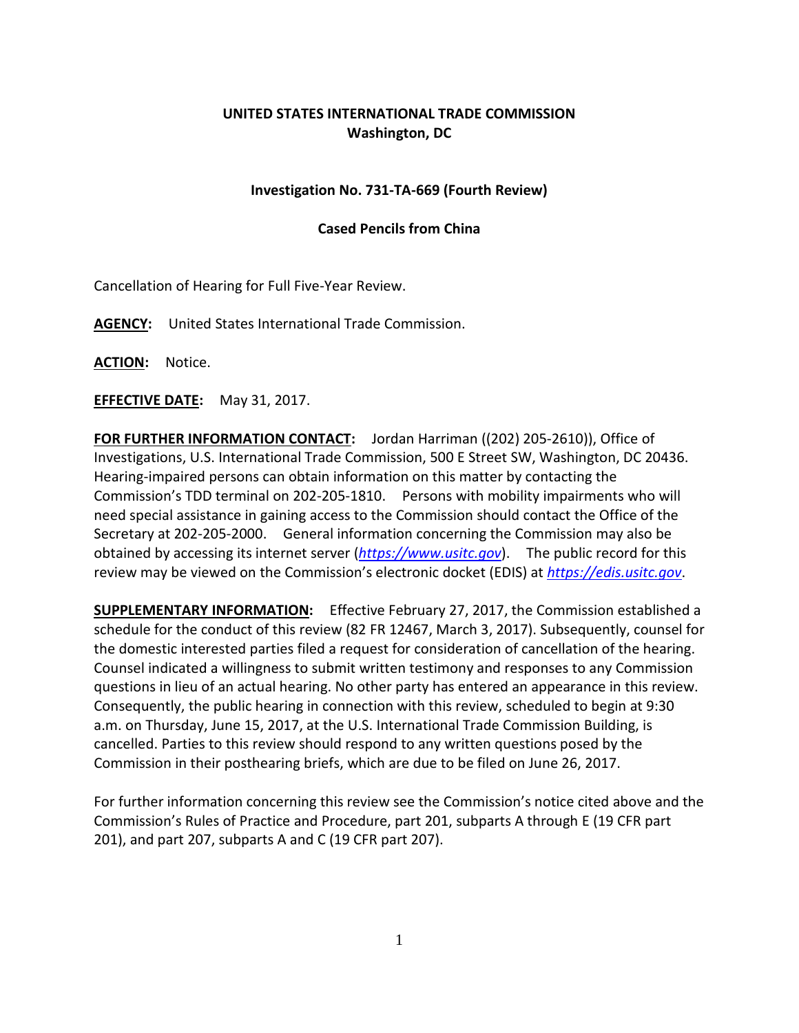**UNITED STATES INTERNATIONAL TRADE COMMISSION**
**Washington, DC**

**Investigation No. 731-TA-669 (Fourth Review)**

**Cased Pencils from China**

Cancellation of Hearing for Full Five-Year Review.

**AGENCY:** United States International Trade Commission.

**ACTION:** Notice.

**EFFECTIVE DATE:** May 31, 2017.

**FOR FURTHER INFORMATION CONTACT:** Jordan Harriman ((202) 205-2610)), Office of Investigations, U.S. International Trade Commission, 500 E Street SW, Washington, DC 20436. Hearing-impaired persons can obtain information on this matter by contacting the Commission's TDD terminal on 202-205-1810. Persons with mobility impairments who will need special assistance in gaining access to the Commission should contact the Office of the Secretary at 202-205-2000. General information concerning the Commission may also be obtained by accessing its internet server (*https://www.usitc.gov*). The public record for this review may be viewed on the Commission's electronic docket (EDIS) at *https://edis.usitc.gov*.

**SUPPLEMENTARY INFORMATION:** Effective February 27, 2017, the Commission established a schedule for the conduct of this review (82 FR 12467, March 3, 2017). Subsequently, counsel for the domestic interested parties filed a request for consideration of cancellation of the hearing. Counsel indicated a willingness to submit written testimony and responses to any Commission questions in lieu of an actual hearing. No other party has entered an appearance in this review. Consequently, the public hearing in connection with this review, scheduled to begin at 9:30 a.m. on Thursday, June 15, 2017, at the U.S. International Trade Commission Building, is cancelled. Parties to this review should respond to any written questions posed by the Commission in their posthearing briefs, which are due to be filed on June 26, 2017.

For further information concerning this review see the Commission's notice cited above and the Commission's Rules of Practice and Procedure, part 201, subparts A through E (19 CFR part 201), and part 207, subparts A and C (19 CFR part 207).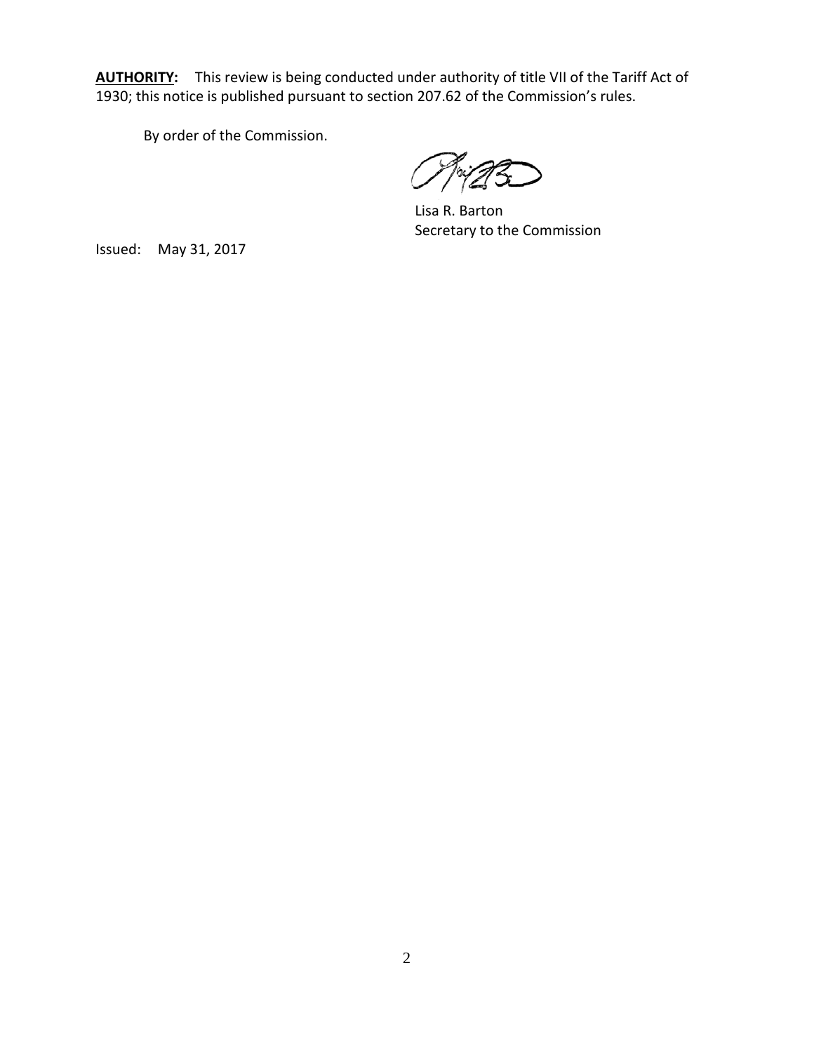**<u>AUTHORITY</u>:** This review is being conducted under authority of title VII of the Tariff Act of 1930; this notice is published pursuant to section 207.62 of the Commission's rules.

By order of the Commission.

Lisa R. Barton
Secretary to the Commission

Issued: May 31, 2017